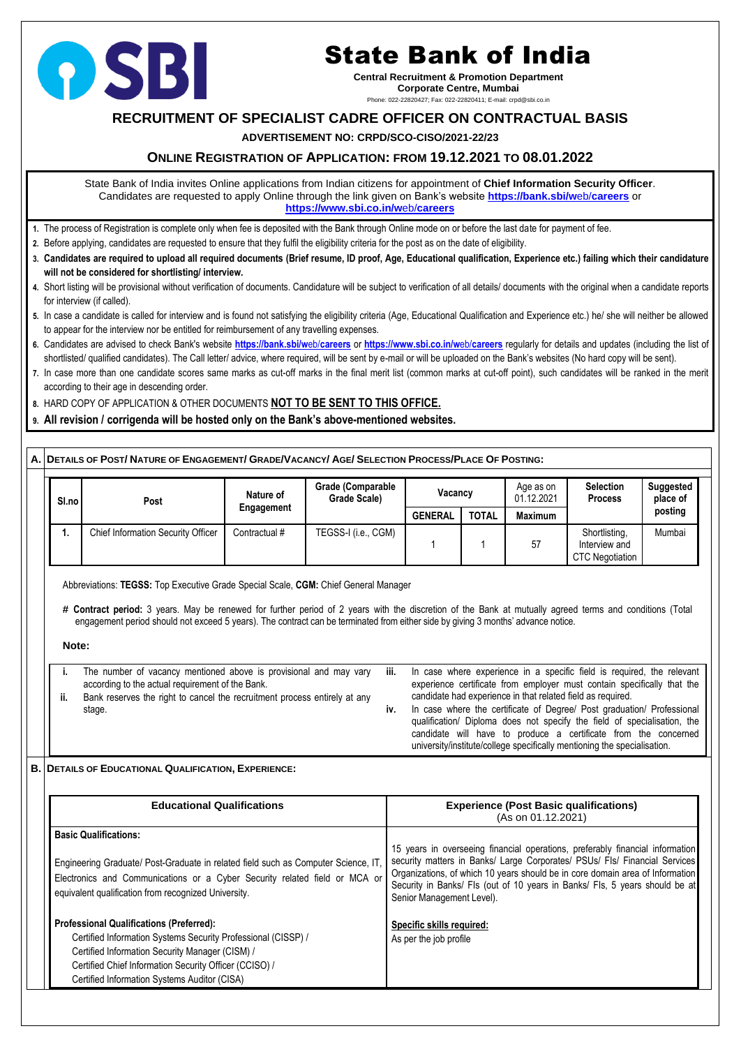# State Bank of India

**Central Recruitment & Promotion Department**
**Corporate Centre, Mumbai**
Phone: 022-22820427; Fax: 022-22820411; E-mail: crpd@sbi.co.in

## RECRUITMENT OF SPECIALIST CADRE OFFICER ON CONTRACTUAL BASIS

**ADVERTISEMENT NO: CRPD/SCO-CISO/2021-22/23**

## ONLINE REGISTRATION OF APPLICATION: FROM 19.12.2021 TO 08.01.2022

State Bank of India invites Online applications from Indian citizens for appointment of **Chief Information Security Officer**. Candidates are requested to apply Online through the link given on Bank's website **https://bank.sbi/web/careers** or **https://www.sbi.co.in/web/careers**

1. The process of Registration is complete only when fee is deposited with the Bank through Online mode on or before the last date for payment of fee.
2. Before applying, candidates are requested to ensure that they fulfil the eligibility criteria for the post as on the date of eligibility.
3. **Candidates are required to upload all required documents (Brief resume, ID proof, Age, Educational qualification, Experience etc.) failing which their candidature will not be considered for shortlisting/ interview.**
4. Short listing will be provisional without verification of documents. Candidature will be subject to verification of all details/ documents with the original when a candidate reports for interview (if called).
5. In case a candidate is called for interview and is found not satisfying the eligibility criteria (Age, Educational Qualification and Experience etc.) he/ she will neither be allowed to appear for the interview nor be entitled for reimbursement of any travelling expenses.
6. Candidates are advised to check Bank's website **https://bank.sbi/web/careers** or **https://www.sbi.co.in/web/careers** regularly for details and updates (including the list of shortlisted/ qualified candidates). The Call letter/ advice, where required, will be sent by e-mail or will be uploaded on the Bank's websites (No hard copy will be sent).
7. In case more than one candidate scores same marks as cut-off marks in the final merit list (common marks at cut-off point), such candidates will be ranked in the merit according to their age in descending order.
8. HARD COPY OF APPLICATION & OTHER DOCUMENTS **NOT TO BE SENT TO THIS OFFICE.**
9. **All revision / corrigenda will be hosted only on the Bank's above-mentioned websites.**

### A. DETAILS OF POST/ NATURE OF ENGAGEMENT/ GRADE/VACANCY/ AGE/ SELECTION PROCESS/PLACE OF POSTING:

| Sl.no | Post | Nature of Engagement | Grade (Comparable Grade Scale) | Vacancy | | Age as on 01.12.2021 | Selection Process | Suggested place of posting |
|---|---|---|---|---|---|---|---|---|
| | | | | GENERAL | TOTAL | Maximum | | |
| 1. | Chief Information Security Officer | Contractual # | TEGSS-I (i.e., CGM) | 1 | 1 | 57 | Shortlisting, Interview and CTC Negotiation | Mumbai |

Abbreviations: **TEGSS:** Top Executive Grade Special Scale, **CGM:** Chief General Manager

**# Contract period:** 3 years. May be renewed for further period of 2 years with the discretion of the Bank at mutually agreed terms and conditions (Total engagement period should not exceed 5 years). The contract can be terminated from either side by giving 3 months' advance notice.

**Note:**

- **i.** The number of vacancy mentioned above is provisional and may vary according to the actual requirement of the Bank.
- **ii.** Bank reserves the right to cancel the recruitment process entirely at any stage.
- **iii.** In case where experience in a specific field is required, the relevant experience certificate from employer must contain specifically that the candidate had experience in that related field as required.
- **iv.** In case where the certificate of Degree/ Post graduation/ Professional qualification/ Diploma does not specify the field of specialisation, the candidate will have to produce a certificate from the concerned university/institute/college specifically mentioning the specialisation.

### B. DETAILS OF EDUCATIONAL QUALIFICATION, EXPERIENCE:

| Educational Qualifications | Experience (Post Basic qualifications) (As on 01.12.2021) |
|---|---|
| **Basic Qualifications:** Engineering Graduate/ Post-Graduate in related field such as Computer Science, IT, Electronics and Communications or a Cyber Security related field or MCA or equivalent qualification from recognized University. | 15 years in overseeing financial operations, preferably financial information security matters in Banks/ Large Corporates/ PSUs/ FIs/ Financial Services Organizations, of which 10 years should be in core domain area of Information Security in Banks/ FIs (out of 10 years in Banks/ FIs, 5 years should be at Senior Management Level). |
| **Professional Qualifications (Preferred):** Certified Information Systems Security Professional (CISSP) / Certified Information Security Manager (CISM) / Certified Chief Information Security Officer (CCISO) / Certified Information Systems Auditor (CISA) | **Specific skills required:** As per the job profile |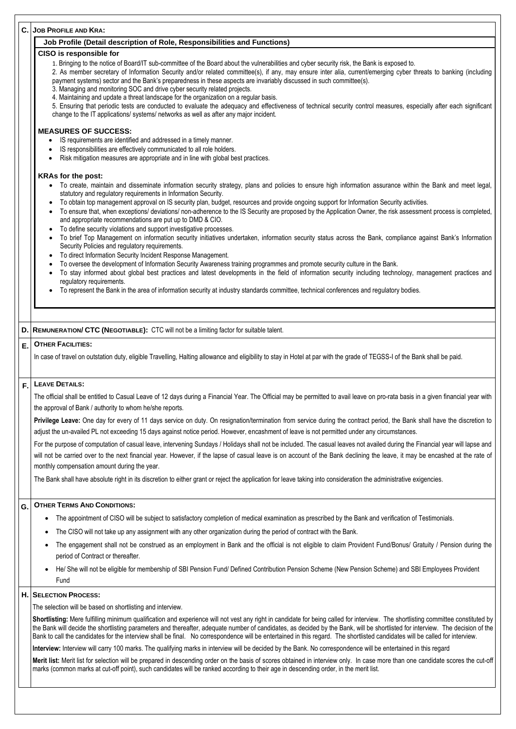## C. JOB PROFILE AND KRA:

### Job Profile (Detail description of Role, Responsibilities and Functions)

**CISO is responsible for**

1. Bringing to the notice of Board/IT sub-committee of the Board about the vulnerabilities and cyber security risk, the Bank is exposed to.
2. As member secretary of Information Security and/or related committee(s), if any, may ensure inter alia, current/emerging cyber threats to banking (including payment systems) sector and the Bank's preparedness in these aspects are invariably discussed in such committee(s).
3. Managing and monitoring SOC and drive cyber security related projects.
4. Maintaining and update a threat landscape for the organization on a regular basis.
5. Ensuring that periodic tests are conducted to evaluate the adequacy and effectiveness of technical security control measures, especially after each significant change to the IT applications/ systems/ networks as well as after any major incident.

**MEASURES OF SUCCESS:**

- IS requirements are identified and addressed in a timely manner.
- IS responsibilities are effectively communicated to all role holders.
- Risk mitigation measures are appropriate and in line with global best practices.

**KRAs for the post:**

- To create, maintain and disseminate information security strategy, plans and policies to ensure high information assurance within the Bank and meet legal, statutory and regulatory requirements in Information Security.
- To obtain top management approval on IS security plan, budget, resources and provide ongoing support for Information Security activities.
- To ensure that, when exceptions/ deviations/ non-adherence to the IS Security are proposed by the Application Owner, the risk assessment process is completed, and appropriate recommendations are put up to DMD & CIO.
- To define security violations and support investigative processes.
- To brief Top Management on information security initiatives undertaken, information security status across the Bank, compliance against Bank's Information Security Policies and regulatory requirements.
- To direct Information Security Incident Response Management.
- To oversee the development of Information Security Awareness training programmes and promote security culture in the Bank.
- To stay informed about global best practices and latest developments in the field of information security including technology, management practices and regulatory requirements.
- To represent the Bank in the area of information security at industry standards committee, technical conferences and regulatory bodies.

## D. REMUNERATION/ CTC (NEGOTIABLE):

CTC will not be a limiting factor for suitable talent.

## E. OTHER FACILITIES:

In case of travel on outstation duty, eligible Travelling, Halting allowance and eligibility to stay in Hotel at par with the grade of TEGSS-I of the Bank shall be paid.

## F. LEAVE DETAILS:

The official shall be entitled to Casual Leave of 12 days during a Financial Year. The Official may be permitted to avail leave on pro-rata basis in a given financial year with the approval of Bank / authority to whom he/she reports.

**Privilege Leave:** One day for every of 11 days service on duty. On resignation/termination from service during the contract period, the Bank shall have the discretion to adjust the un-availed PL not exceeding 15 days against notice period. However, encashment of leave is not permitted under any circumstances.

For the purpose of computation of casual leave, intervening Sundays / Holidays shall not be included. The casual leaves not availed during the Financial year will lapse and will not be carried over to the next financial year. However, if the lapse of casual leave is on account of the Bank declining the leave, it may be encashed at the rate of monthly compensation amount during the year.

The Bank shall have absolute right in its discretion to either grant or reject the application for leave taking into consideration the administrative exigencies.

## G. OTHER TERMS AND CONDITIONS:

- The appointment of CISO will be subject to satisfactory completion of medical examination as prescribed by the Bank and verification of Testimonials.
- The CISO will not take up any assignment with any other organization during the period of contract with the Bank.
- The engagement shall not be construed as an employment in Bank and the official is not eligible to claim Provident Fund/Bonus/ Gratuity / Pension during the period of Contract or thereafter.
- He/ She will not be eligible for membership of SBI Pension Fund/ Defined Contribution Pension Scheme (New Pension Scheme) and SBI Employees Provident Fund

## H. SELECTION PROCESS:

The selection will be based on shortlisting and interview.

**Shortlisting:** Mere fulfilling minimum qualification and experience will not vest any right in candidate for being called for interview. The shortlisting committee constituted by the Bank will decide the shortlisting parameters and thereafter, adequate number of candidates, as decided by the Bank, will be shortlisted for interview. The decision of the Bank to call the candidates for the interview shall be final. No correspondence will be entertained in this regard. The shortlisted candidates will be called for interview.

**Interview:** Interview will carry 100 marks. The qualifying marks in interview will be decided by the Bank. No correspondence will be entertained in this regard

**Merit list:** Merit list for selection will be prepared in descending order on the basis of scores obtained in interview only. In case more than one candidate scores the cut-off marks (common marks at cut-off point), such candidates will be ranked according to their age in descending order, in the merit list.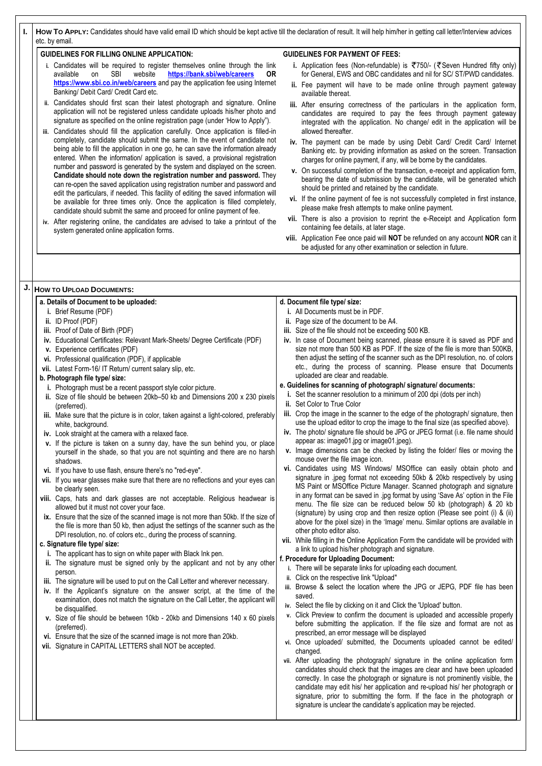## I. HOW TO APPLY:

Candidates should have valid email ID which should be kept active till the declaration of result. It will help him/her in getting call letter/Interview advices etc. by email.

### GUIDELINES FOR FILLING ONLINE APPLICATION:

- i. Candidates will be required to register themselves online through the link available on SBI website **https://bank.sbi/web/careers** **OR** **https://www.sbi.co.in/web/careers** and pay the application fee using Internet Banking/ Debit Card/ Credit Card etc.
- ii. Candidates should first scan their latest photograph and signature. Online application will not be registered unless candidate uploads his/her photo and signature as specified on the online registration page (under 'How to Apply").
- iii. Candidates should fill the application carefully. Once application is filled-in completely, candidate should submit the same. In the event of candidate not being able to fill the application in one go, he can save the information already entered. When the information/ application is saved, a provisional registration number and password is generated by the system and displayed on the screen. **Candidate should note down the registration number and password.** They can re-open the saved application using registration number and password and edit the particulars, if needed. This facility of editing the saved information will be available for three times only. Once the application is filled completely, candidate should submit the same and proceed for online payment of fee.
- iv. After registering online, the candidates are advised to take a printout of the system generated online application forms.

### GUIDELINES FOR PAYMENT OF FEES:

- **i.** Application fees (Non-refundable) is ₹750/- (₹Seven Hundred fifty only) for General, EWS and OBC candidates and nil for SC/ ST/PWD candidates.
- **ii.** Fee payment will have to be made online through payment gateway available thereat.
- **iii.** After ensuring correctness of the particulars in the application form, candidates are required to pay the fees through payment gateway integrated with the application. No change/ edit in the application will be allowed thereafter.
- **iv.** The payment can be made by using Debit Card/ Credit Card/ Internet Banking etc. by providing information as asked on the screen. Transaction charges for online payment, if any, will be borne by the candidates.
- **v.** On successful completion of the transaction, e-receipt and application form, bearing the date of submission by the candidate, will be generated which should be printed and retained by the candidate.
- **vi.** If the online payment of fee is not successfully completed in first instance, please make fresh attempts to make online payment.
- **vii.** There is also a provision to reprint the e-Receipt and Application form containing fee details, at later stage.
- **viii.** Application Fee once paid will **NOT** be refunded on any account **NOR** can it be adjusted for any other examination or selection in future.

## J. HOW TO UPLOAD DOCUMENTS:

### a. Details of Document to be uploaded:

- **i.** Brief Resume (PDF)
- **ii.** ID Proof (PDF)
- **iii.** Proof of Date of Birth (PDF)
- **iv.** Educational Certificates: Relevant Mark-Sheets/ Degree Certificate (PDF)
- **v.** Experience certificates (PDF)
- **vi.** Professional qualification (PDF), if applicable
- **vii.** Latest Form-16/ IT Return/ current salary slip, etc.

### b. Photograph file type/ size:

- **i.** Photograph must be a recent passport style color picture.
- **ii.** Size of file should be between 20kb–50 kb and Dimensions 200 x 230 pixels (preferred).
- **iii.** Make sure that the picture is in color, taken against a light-colored, preferably white, background.
- **iv.** Look straight at the camera with a relaxed face.
- **v.** If the picture is taken on a sunny day, have the sun behind you, or place yourself in the shade, so that you are not squinting and there are no harsh shadows.
- **vi.** If you have to use flash, ensure there's no "red-eye".
- **vii.** If you wear glasses make sure that there are no reflections and your eyes can be clearly seen.
- **viii.** Caps, hats and dark glasses are not acceptable. Religious headwear is allowed but it must not cover your face.
- **ix.** Ensure that the size of the scanned image is not more than 50kb. If the size of the file is more than 50 kb, then adjust the settings of the scanner such as the DPI resolution, no. of colors etc., during the process of scanning.

### c. Signature file type/ size:

- **i.** The applicant has to sign on white paper with Black Ink pen.
- **ii.** The signature must be signed only by the applicant and not by any other person.
- **iii.** The signature will be used to put on the Call Letter and wherever necessary.
- **iv.** If the Applicant's signature on the answer script, at the time of the examination, does not match the signature on the Call Letter, the applicant will be disqualified.
- **v.** Size of file should be between 10kb - 20kb and Dimensions 140 x 60 pixels (preferred).
- **vi.** Ensure that the size of the scanned image is not more than 20kb.
- **vii.** Signature in CAPITAL LETTERS shall NOT be accepted.

### d. Document file type/ size:

- **i.** All Documents must be in PDF.
- **ii.** Page size of the document to be A4.
- **iii.** Size of the file should not be exceeding 500 KB.
- **iv.** In case of Document being scanned, please ensure it is saved as PDF and size not more than 500 KB as PDF. If the size of the file is more than 500KB, then adjust the setting of the scanner such as the DPI resolution, no. of colors etc., during the process of scanning. Please ensure that Documents uploaded are clear and readable.

### e. Guidelines for scanning of photograph/ signature/ documents:

- **i.** Set the scanner resolution to a minimum of 200 dpi (dots per inch)
- **ii.** Set Color to True Color
- **iii.** Crop the image in the scanner to the edge of the photograph/ signature, then use the upload editor to crop the image to the final size (as specified above).
- **iv.** The photo/ signature file should be JPG or JPEG format (i.e. file name should appear as: image01.jpg or image01.jpeg).
- **v.** Image dimensions can be checked by listing the folder/ files or moving the mouse over the file image icon.
- **vi.** Candidates using MS Windows/ MSOffice can easily obtain photo and signature in .jpeg format not exceeding 50kb & 20kb respectively by using MS Paint or MSOffice Picture Manager. Scanned photograph and signature in any format can be saved in .jpg format by using 'Save As' option in the File menu. The file size can be reduced below 50 kb (photograph) & 20 kb (signature) by using crop and then resize option (Please see point (i) & (ii) above for the pixel size) in the 'Image' menu. Similar options are available in other photo editor also.
- **vii.** While filling in the Online Application Form the candidate will be provided with a link to upload his/her photograph and signature.

### f. Procedure for Uploading Document:

- i. There will be separate links for uploading each document.
- ii. Click on the respective link "Upload"
- iii. Browse & select the location where the JPG or JEPG, PDF file has been saved.
- iv. Select the file by clicking on it and Click the 'Upload' button.
- v. Click Preview to confirm the document is uploaded and accessible properly before submitting the application. If the file size and format are not as prescribed, an error message will be displayed
- vi. Once uploaded/ submitted, the Documents uploaded cannot be edited/ changed.
- vii. After uploading the photograph/ signature in the online application form candidates should check that the images are clear and have been uploaded correctly. In case the photograph or signature is not prominently visible, the candidate may edit his/ her application and re-upload his/ her photograph or signature, prior to submitting the form. If the face in the photograph or signature is unclear the candidate's application may be rejected.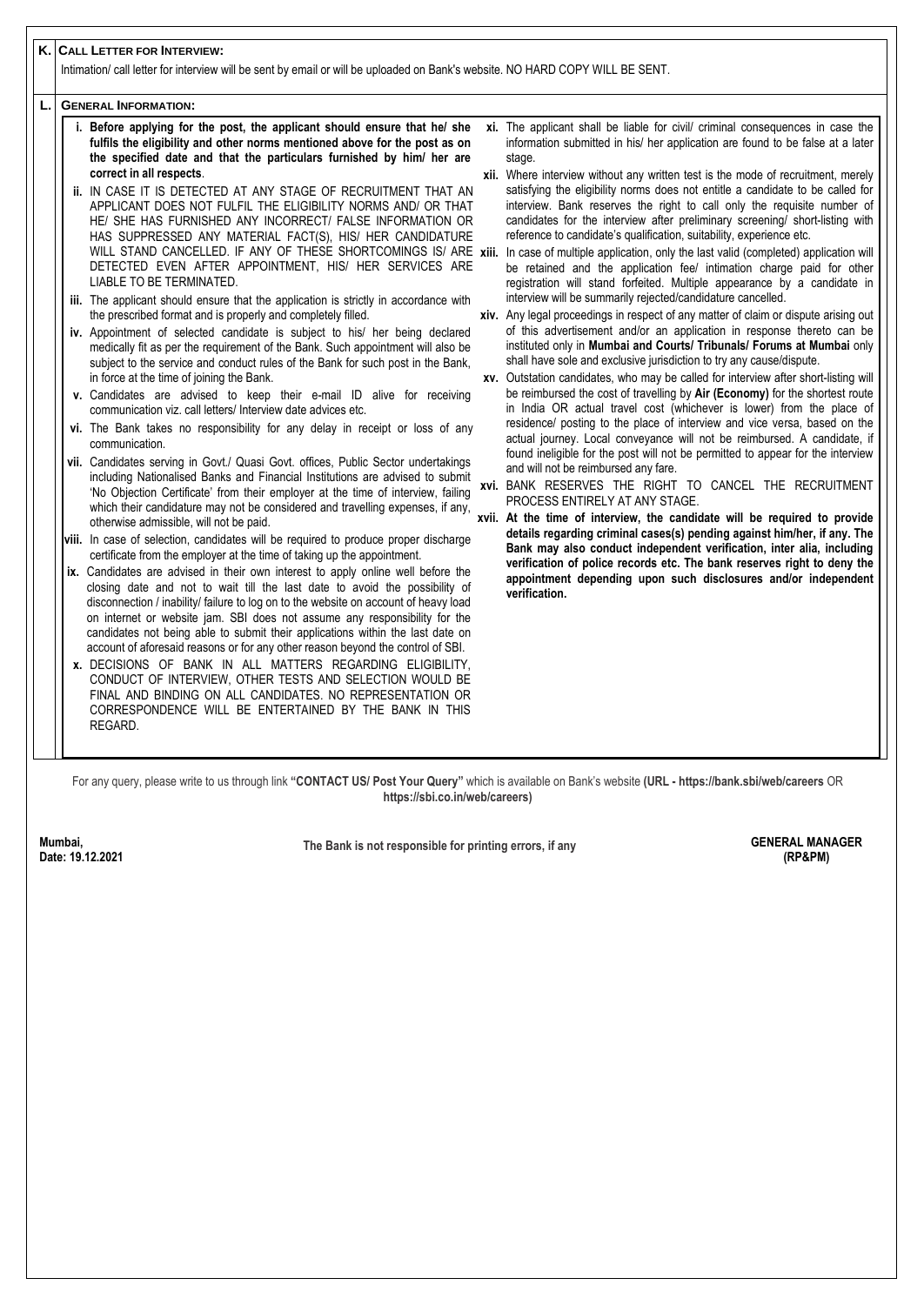## K. CALL LETTER FOR INTERVIEW:

Intimation/ call letter for interview will be sent by email or will be uploaded on Bank's website. NO HARD COPY WILL BE SENT.

## L. GENERAL INFORMATION:

i. **Before applying for the post, the applicant should ensure that he/ she fulfils the eligibility and other norms mentioned above for the post as on the specified date and that the particulars furnished by him/ her are correct in all respects**.

ii. IN CASE IT IS DETECTED AT ANY STAGE OF RECRUITMENT THAT AN APPLICANT DOES NOT FULFIL THE ELIGIBILITY NORMS AND/ OR THAT HE/ SHE HAS FURNISHED ANY INCORRECT/ FALSE INFORMATION OR HAS SUPPRESSED ANY MATERIAL FACT(S), HIS/ HER CANDIDATURE WILL STAND CANCELLED. IF ANY OF THESE SHORTCOMINGS IS/ ARE DETECTED EVEN AFTER APPOINTMENT, HIS/ HER SERVICES ARE LIABLE TO BE TERMINATED.

iii. The applicant should ensure that the application is strictly in accordance with the prescribed format and is properly and completely filled.

iv. Appointment of selected candidate is subject to his/ her being declared medically fit as per the requirement of the Bank. Such appointment will also be subject to the service and conduct rules of the Bank for such post in the Bank, in force at the time of joining the Bank.

v. Candidates are advised to keep their e-mail ID alive for receiving communication viz. call letters/ Interview date advices etc.

vi. The Bank takes no responsibility for any delay in receipt or loss of any communication.

vii. Candidates serving in Govt./ Quasi Govt. offices, Public Sector undertakings including Nationalised Banks and Financial Institutions are advised to submit 'No Objection Certificate' from their employer at the time of interview, failing which their candidature may not be considered and travelling expenses, if any, otherwise admissible, will not be paid.

viii. In case of selection, candidates will be required to produce proper discharge certificate from the employer at the time of taking up the appointment.

ix. Candidates are advised in their own interest to apply online well before the closing date and not to wait till the last date to avoid the possibility of disconnection / inability/ failure to log on to the website on account of heavy load on internet or website jam. SBI does not assume any responsibility for the candidates not being able to submit their applications within the last date on account of aforesaid reasons or for any other reason beyond the control of SBI.

x. DECISIONS OF BANK IN ALL MATTERS REGARDING ELIGIBILITY, CONDUCT OF INTERVIEW, OTHER TESTS AND SELECTION WOULD BE FINAL AND BINDING ON ALL CANDIDATES. NO REPRESENTATION OR CORRESPONDENCE WILL BE ENTERTAINED BY THE BANK IN THIS REGARD.

xi. The applicant shall be liable for civil/ criminal consequences in case the information submitted in his/ her application are found to be false at a later stage.

xii. Where interview without any written test is the mode of recruitment, merely satisfying the eligibility norms does not entitle a candidate to be called for interview. Bank reserves the right to call only the requisite number of candidates for the interview after preliminary screening/ short-listing with reference to candidate's qualification, suitability, experience etc.

xiii. In case of multiple application, only the last valid (completed) application will be retained and the application fee/ intimation charge paid for other registration will stand forfeited. Multiple appearance by a candidate in interview will be summarily rejected/candidature cancelled.

xiv. Any legal proceedings in respect of any matter of claim or dispute arising out of this advertisement and/or an application in response thereto can be instituted only in **Mumbai and Courts/ Tribunals/ Forums at Mumbai** only shall have sole and exclusive jurisdiction to try any cause/dispute.

xv. Outstation candidates, who may be called for interview after short-listing will be reimbursed the cost of travelling by **Air (Economy)** for the shortest route in India OR actual travel cost (whichever is lower) from the place of residence/ posting to the place of interview and vice versa, based on the actual journey. Local conveyance will not be reimbursed. A candidate, if found ineligible for the post will not be permitted to appear for the interview and will not be reimbursed any fare.

xvi. BANK RESERVES THE RIGHT TO CANCEL THE RECRUITMENT PROCESS ENTIRELY AT ANY STAGE.

xvii. **At the time of interview, the candidate will be required to provide details regarding criminal cases(s) pending against him/her, if any. The Bank may also conduct independent verification, inter alia, including verification of police records etc. The bank reserves right to deny the appointment depending upon such disclosures and/or independent verification.**

For any query, please write to us through link **"CONTACT US/ Post Your Query"** which is available on Bank's website **(URL - https://bank.sbi/web/careers** OR **https://sbi.co.in/web/careers)**

**Mumbai,**
**Date: 19.12.2021**

**The Bank is not responsible for printing errors, if any**

**GENERAL MANAGER**
**(RP&PM)**